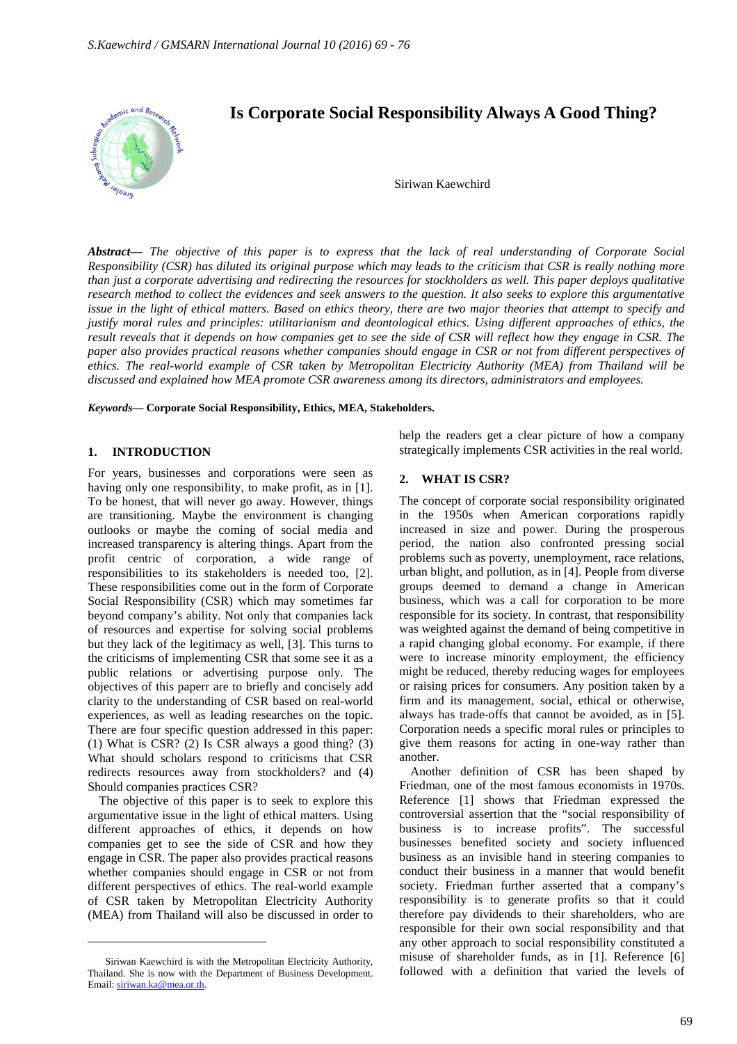# Is Corporate Social Responsibility Always A Good Thing?

Siriwan Kaewchird

***Abstract—*** *The objective of this paper is to express that the lack of real understanding of Corporate Social Responsibility (CSR) has diluted its original purpose which may leads to the criticism that CSR is really nothing more than just a corporate advertising and redirecting the resources for stockholders as well. This paper deploys qualitative research method to collect the evidences and seek answers to the question. It also seeks to explore this argumentative issue in the light of ethical matters. Based on ethics theory, there are two major theories that attempt to specify and justify moral rules and principles: utilitarianism and deontological ethics. Using different approaches of ethics, the result reveals that it depends on how companies get to see the side of CSR will reflect how they engage in CSR. The paper also provides practical reasons whether companies should engage in CSR or not from different perspectives of ethics. The real-world example of CSR taken by Metropolitan Electricity Authority (MEA) from Thailand will be discussed and explained how MEA promote CSR awareness among its directors, administrators and employees.*

***Keywords—*** **Corporate Social Responsibility, Ethics, MEA, Stakeholders.**

## 1. INTRODUCTION

For years, businesses and corporations were seen as having only one responsibility, to make profit, as in [1]. To be honest, that will never go away. However, things are transitioning. Maybe the environment is changing outlooks or maybe the coming of social media and increased transparency is altering things. Apart from the profit centric of corporation, a wide range of responsibilities to its stakeholders is needed too, [2]. These responsibilities come out in the form of Corporate Social Responsibility (CSR) which may sometimes far beyond company's ability. Not only that companies lack of resources and expertise for solving social problems but they lack of the legitimacy as well, [3]. This turns to the criticisms of implementing CSR that some see it as a public relations or advertising purpose only. The objectives of this paperr are to briefly and concisely add clarity to the understanding of CSR based on real-world experiences, as well as leading researches on the topic. There are four specific question addressed in this paper: (1) What is CSR? (2) Is CSR always a good thing? (3) What should scholars respond to criticisms that CSR redirects resources away from stockholders? and (4) Should companies practices CSR?

The objective of this paper is to seek to explore this argumentative issue in the light of ethical matters. Using different approaches of ethics, it depends on how companies get to see the side of CSR and how they engage in CSR. The paper also provides practical reasons whether companies should engage in CSR or not from different perspectives of ethics. The real-world example of CSR taken by Metropolitan Electricity Authority (MEA) from Thailand will also be discussed in order to help the readers get a clear picture of how a company strategically implements CSR activities in the real world.

## 2. WHAT IS CSR?

The concept of corporate social responsibility originated in the 1950s when American corporations rapidly increased in size and power. During the prosperous period, the nation also confronted pressing social problems such as poverty, unemployment, race relations, urban blight, and pollution, as in [4]. People from diverse groups deemed to demand a change in American business, which was a call for corporation to be more responsible for its society. In contrast, that responsibility was weighted against the demand of being competitive in a rapid changing global economy. For example, if there were to increase minority employment, the efficiency might be reduced, thereby reducing wages for employees or raising prices for consumers. Any position taken by a firm and its management, social, ethical or otherwise, always has trade-offs that cannot be avoided, as in [5]. Corporation needs a specific moral rules or principles to give them reasons for acting in one-way rather than another.

Another definition of CSR has been shaped by Friedman, one of the most famous economists in 1970s. Reference [1] shows that Friedman expressed the controversial assertion that the "social responsibility of business is to increase profits". The successful businesses benefited society and society influenced business as an invisible hand in steering companies to conduct their business in a manner that would benefit society. Friedman further asserted that a company's responsibility is to generate profits so that it could therefore pay dividends to their shareholders, who are responsible for their own social responsibility and that any other approach to social responsibility constituted a misuse of shareholder funds, as in [1]. Reference [6] followed with a definition that varied the levels of

Siriwan Kaewchird is with the Metropolitan Electricity Authority, Thailand. She is now with the Department of Business Development. Email: siriwan.ka@mea.or.th.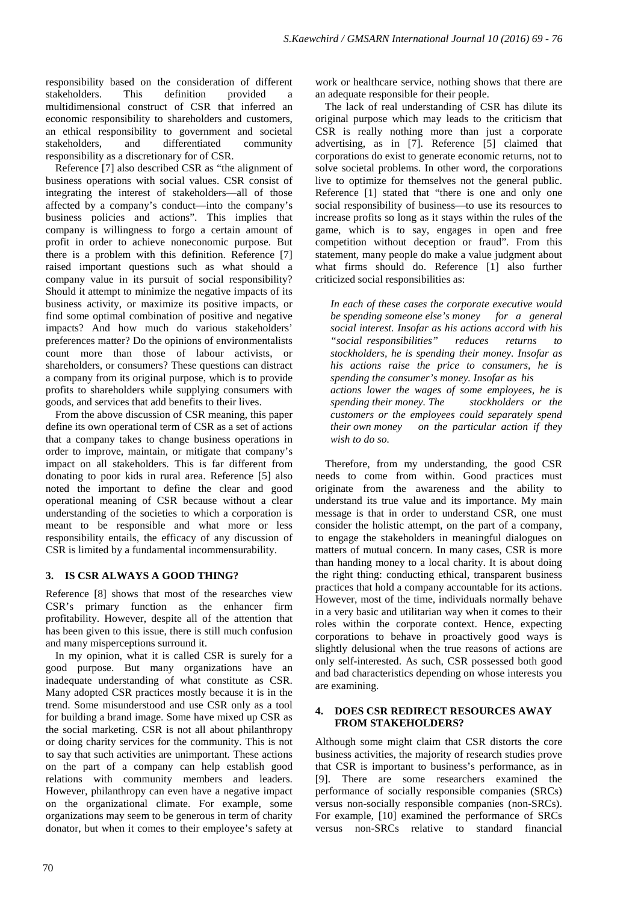responsibility based on the consideration of different stakeholders. This definition provided a multidimensional construct of CSR that inferred an economic responsibility to shareholders and customers, an ethical responsibility to government and societal stakeholders, and differentiated community responsibility as a discretionary for of CSR.

Reference [7] also described CSR as "the alignment of business operations with social values. CSR consist of integrating the interest of stakeholders—all of those affected by a company's conduct—into the company's business policies and actions". This implies that company is willingness to forgo a certain amount of profit in order to achieve noneconomic purpose. But there is a problem with this definition. Reference [7] raised important questions such as what should a company value in its pursuit of social responsibility? Should it attempt to minimize the negative impacts of its business activity, or maximize its positive impacts, or find some optimal combination of positive and negative impacts? And how much do various stakeholders' preferences matter? Do the opinions of environmentalists count more than those of labour activists, or shareholders, or consumers? These questions can distract a company from its original purpose, which is to provide profits to shareholders while supplying consumers with goods, and services that add benefits to their lives.

From the above discussion of CSR meaning, this paper define its own operational term of CSR as a set of actions that a company takes to change business operations in order to improve, maintain, or mitigate that company's impact on all stakeholders. This is far different from donating to poor kids in rural area. Reference [5] also noted the important to define the clear and good operational meaning of CSR because without a clear understanding of the societies to which a corporation is meant to be responsible and what more or less responsibility entails, the efficacy of any discussion of CSR is limited by a fundamental incommensurability.

## 3. IS CSR ALWAYS A GOOD THING?

Reference [8] shows that most of the researches view CSR's primary function as the enhancer firm profitability. However, despite all of the attention that has been given to this issue, there is still much confusion and many misperceptions surround it.

In my opinion, what it is called CSR is surely for a good purpose. But many organizations have an inadequate understanding of what constitute as CSR. Many adopted CSR practices mostly because it is in the trend. Some misunderstood and use CSR only as a tool for building a brand image. Some have mixed up CSR as the social marketing. CSR is not all about philanthropy or doing charity services for the community. This is not to say that such activities are unimportant. These actions on the part of a company can help establish good relations with community members and leaders. However, philanthropy can even have a negative impact on the organizational climate. For example, some organizations may seem to be generous in term of charity donator, but when it comes to their employee's safety at work or healthcare service, nothing shows that there are an adequate responsible for their people.

The lack of real understanding of CSR has dilute its original purpose which may leads to the criticism that CSR is really nothing more than just a corporate advertising, as in [7]. Reference [5] claimed that corporations do exist to generate economic returns, not to solve societal problems. In other word, the corporations live to optimize for themselves not the general public. Reference [1] stated that "there is one and only one social responsibility of business—to use its resources to increase profits so long as it stays within the rules of the game, which is to say, engages in open and free competition without deception or fraud". From this statement, many people do make a value judgment about what firms should do. Reference [1] also further criticized social responsibilities as:

> *In each of these cases the corporate executive would be spending someone else's money for a general social interest. Insofar as his actions accord with his "social responsibilities" reduces returns to stockholders, he is spending their money. Insofar as his actions raise the price to consumers, he is spending the consumer's money. Insofar as his actions lower the wages of some employees, he is spending their money. The stockholders or the customers or the employees could separately spend their own money on the particular action if they wish to do so.*

Therefore, from my understanding, the good CSR needs to come from within. Good practices must originate from the awareness and the ability to understand its true value and its importance. My main message is that in order to understand CSR, one must consider the holistic attempt, on the part of a company, to engage the stakeholders in meaningful dialogues on matters of mutual concern. In many cases, CSR is more than handing money to a local charity. It is about doing the right thing: conducting ethical, transparent business practices that hold a company accountable for its actions. However, most of the time, individuals normally behave in a very basic and utilitarian way when it comes to their roles within the corporate context. Hence, expecting corporations to behave in proactively good ways is slightly delusional when the true reasons of actions are only self-interested. As such, CSR possessed both good and bad characteristics depending on whose interests you are examining.

## 4. DOES CSR REDIRECT RESOURCES AWAY FROM STAKEHOLDERS?

Although some might claim that CSR distorts the core business activities, the majority of research studies prove that CSR is important to business's performance, as in [9]. There are some researchers examined the performance of socially responsible companies (SRCs) versus non-socially responsible companies (non-SRCs). For example, [10] examined the performance of SRCs versus non-SRCs relative to standard financial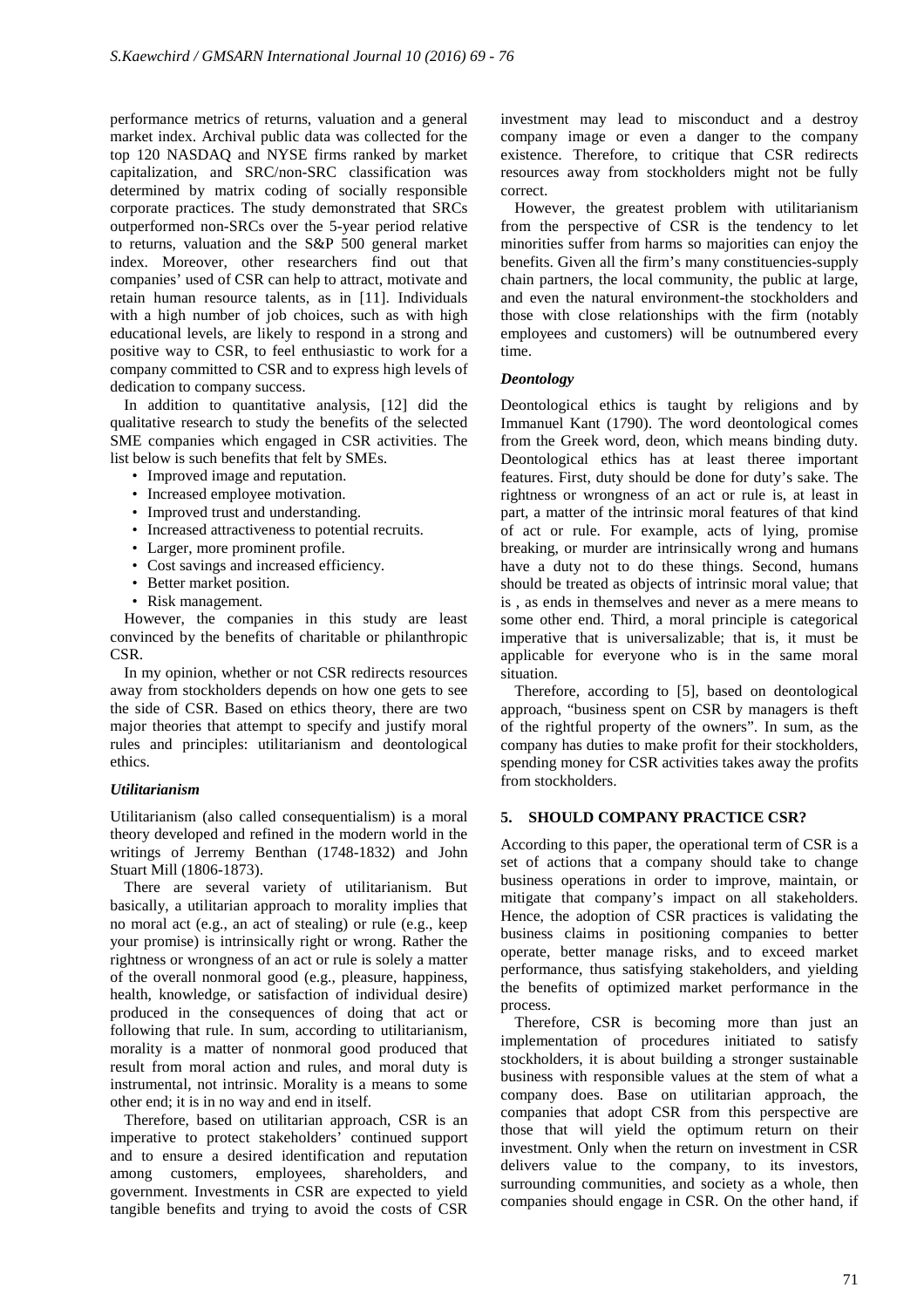performance metrics of returns, valuation and a general market index. Archival public data was collected for the top 120 NASDAQ and NYSE firms ranked by market capitalization, and SRC/non-SRC classification was determined by matrix coding of socially responsible corporate practices. The study demonstrated that SRCs outperformed non-SRCs over the 5-year period relative to returns, valuation and the S&P 500 general market index. Moreover, other researchers find out that companies' used of CSR can help to attract, motivate and retain human resource talents, as in [11]. Individuals with a high number of job choices, such as with high educational levels, are likely to respond in a strong and positive way to CSR, to feel enthusiastic to work for a company committed to CSR and to express high levels of dedication to company success.

In addition to quantitative analysis, [12] did the qualitative research to study the benefits of the selected SME companies which engaged in CSR activities. The list below is such benefits that felt by SMEs.

- Improved image and reputation.
- Increased employee motivation.
- Improved trust and understanding.
- Increased attractiveness to potential recruits.
- Larger, more prominent profile.
- Cost savings and increased efficiency.
- Better market position.
- Risk management.

However, the companies in this study are least convinced by the benefits of charitable or philanthropic CSR.

In my opinion, whether or not CSR redirects resources away from stockholders depends on how one gets to see the side of CSR. Based on ethics theory, there are two major theories that attempt to specify and justify moral rules and principles: utilitarianism and deontological ethics.

### *Utilitarianism*

Utilitarianism (also called consequentialism) is a moral theory developed and refined in the modern world in the writings of Jerremy Benthan (1748-1832) and John Stuart Mill (1806-1873).

There are several variety of utilitarianism. But basically, a utilitarian approach to morality implies that no moral act (e.g., an act of stealing) or rule (e.g., keep your promise) is intrinsically right or wrong. Rather the rightness or wrongness of an act or rule is solely a matter of the overall nonmoral good (e.g., pleasure, happiness, health, knowledge, or satisfaction of individual desire) produced in the consequences of doing that act or following that rule. In sum, according to utilitarianism, morality is a matter of nonmoral good produced that result from moral action and rules, and moral duty is instrumental, not intrinsic. Morality is a means to some other end; it is in no way and end in itself.

Therefore, based on utilitarian approach, CSR is an imperative to protect stakeholders' continued support and to ensure a desired identification and reputation among customers, employees, shareholders, and government. Investments in CSR are expected to yield tangible benefits and trying to avoid the costs of CSR investment may lead to misconduct and a destroy company image or even a danger to the company existence. Therefore, to critique that CSR redirects resources away from stockholders might not be fully correct.

However, the greatest problem with utilitarianism from the perspective of CSR is the tendency to let minorities suffer from harms so majorities can enjoy the benefits. Given all the firm's many constituencies-supply chain partners, the local community, the public at large, and even the natural environment-the stockholders and those with close relationships with the firm (notably employees and customers) will be outnumbered every time.

### *Deontology*

Deontological ethics is taught by religions and by Immanuel Kant (1790). The word deontological comes from the Greek word, deon, which means binding duty. Deontological ethics has at least theree important features. First, duty should be done for duty's sake. The rightness or wrongness of an act or rule is, at least in part, a matter of the intrinsic moral features of that kind of act or rule. For example, acts of lying, promise breaking, or murder are intrinsically wrong and humans have a duty not to do these things. Second, humans should be treated as objects of intrinsic moral value; that is , as ends in themselves and never as a mere means to some other end. Third, a moral principle is categorical imperative that is universalizable; that is, it must be applicable for everyone who is in the same moral situation.

Therefore, according to [5], based on deontological approach, "business spent on CSR by managers is theft of the rightful property of the owners". In sum, as the company has duties to make profit for their stockholders, spending money for CSR activities takes away the profits from stockholders.

## 5. SHOULD COMPANY PRACTICE CSR?

According to this paper, the operational term of CSR is a set of actions that a company should take to change business operations in order to improve, maintain, or mitigate that company's impact on all stakeholders. Hence, the adoption of CSR practices is validating the business claims in positioning companies to better operate, better manage risks, and to exceed market performance, thus satisfying stakeholders, and yielding the benefits of optimized market performance in the process.

Therefore, CSR is becoming more than just an implementation of procedures initiated to satisfy stockholders, it is about building a stronger sustainable business with responsible values at the stem of what a company does. Base on utilitarian approach, the companies that adopt CSR from this perspective are those that will yield the optimum return on their investment. Only when the return on investment in CSR delivers value to the company, to its investors, surrounding communities, and society as a whole, then companies should engage in CSR. On the other hand, if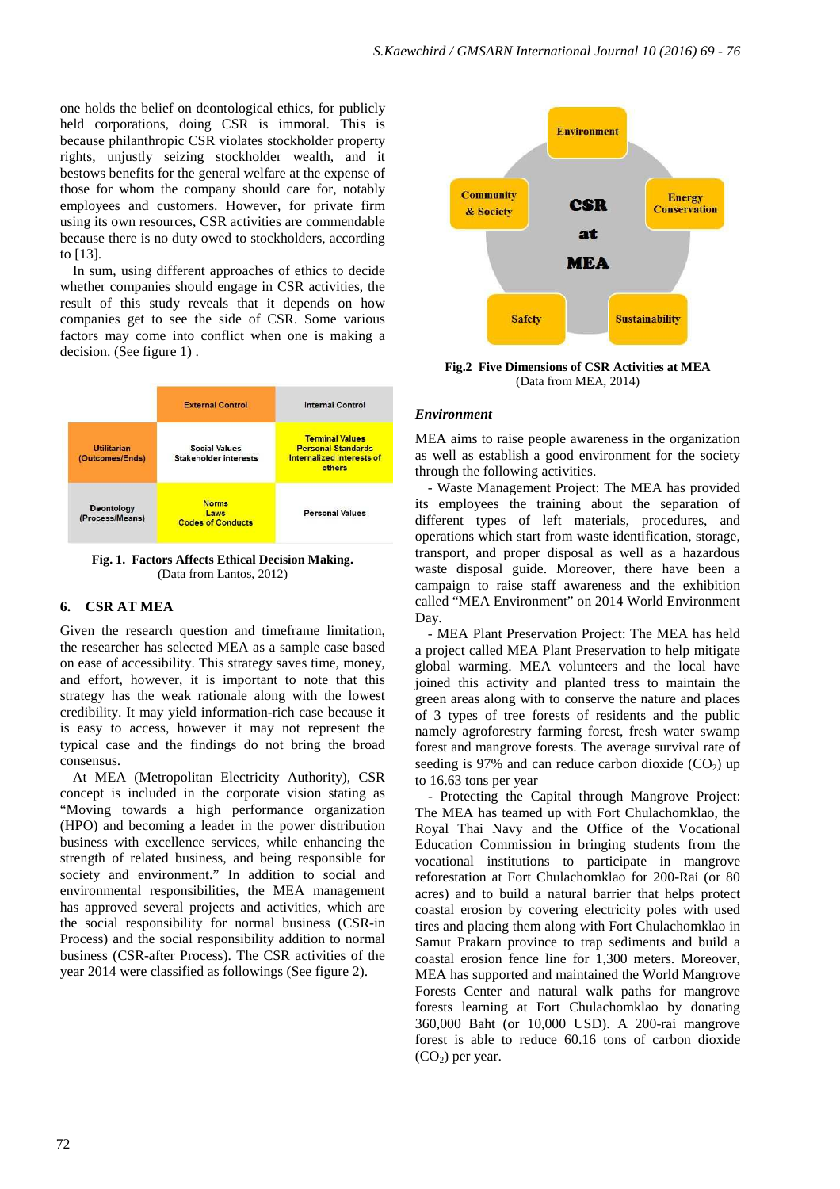one holds the belief on deontological ethics, for publicly held corporations, doing CSR is immoral. This is because philanthropic CSR violates stockholder property rights, unjustly seizing stockholder wealth, and it bestows benefits for the general welfare at the expense of those for whom the company should care for, notably employees and customers. However, for private firm using its own resources, CSR activities are commendable because there is no duty owed to stockholders, according to [13].

In sum, using different approaches of ethics to decide whether companies should engage in CSR activities, the result of this study reveals that it depends on how companies get to see the side of CSR. Some various factors may come into conflict when one is making a decision. (See figure 1) .

| | External Control | Internal Control |
|---|---|---|
| Utilitarian (Outcomes/Ends) | Social Values Stakeholder Interests | Terminal Values Personal Standards Internalized interests of others |
| Deontology (Process/Means) | Norms Laws Codes of Conducts | Personal Values |

**Fig. 1. Factors Affects Ethical Decision Making.**
(Data from Lantos, 2012)

## 6. CSR AT MEA

Given the research question and timeframe limitation, the researcher has selected MEA as a sample case based on ease of accessibility. This strategy saves time, money, and effort, however, it is important to note that this strategy has the weak rationale along with the lowest credibility. It may yield information-rich case because it is easy to access, however it may not represent the typical case and the findings do not bring the broad consensus.

At MEA (Metropolitan Electricity Authority), CSR concept is included in the corporate vision stating as "Moving towards a high performance organization (HPO) and becoming a leader in the power distribution business with excellence services, while enhancing the strength of related business, and being responsible for society and environment." In addition to social and environmental responsibilities, the MEA management has approved several projects and activities, which are the social responsibility for normal business (CSR-in Process) and the social responsibility addition to normal business (CSR-after Process). The CSR activities of the year 2014 were classified as followings (See figure 2).

Environment | Energy Conservation | Sustainability | Safety | Community & Society — CSR at MEA

**Fig.2 Five Dimensions of CSR Activities at MEA**
(Data from MEA, 2014)

### *Environment*

MEA aims to raise people awareness in the organization as well as establish a good environment for the society through the following activities.

- Waste Management Project: The MEA has provided its employees the training about the separation of different types of left materials, procedures, and operations which start from waste identification, storage, transport, and proper disposal as well as a hazardous waste disposal guide. Moreover, there have been a campaign to raise staff awareness and the exhibition called "MEA Environment" on 2014 World Environment Day.

- MEA Plant Preservation Project: The MEA has held a project called MEA Plant Preservation to help mitigate global warming. MEA volunteers and the local have joined this activity and planted tress to maintain the green areas along with to conserve the nature and places of 3 types of tree forests of residents and the public namely agroforestry farming forest, fresh water swamp forest and mangrove forests. The average survival rate of seeding is 97% and can reduce carbon dioxide ($CO_2$) up to 16.63 tons per year

- Protecting the Capital through Mangrove Project: The MEA has teamed up with Fort Chulachomklao, the Royal Thai Navy and the Office of the Vocational Education Commission in bringing students from the vocational institutions to participate in mangrove reforestation at Fort Chulachomklao for 200-Rai (or 80 acres) and to build a natural barrier that helps protect coastal erosion by covering electricity poles with used tires and placing them along with Fort Chulachomklao in Samut Prakarn province to trap sediments and build a coastal erosion fence line for 1,300 meters. Moreover, MEA has supported and maintained the World Mangrove Forests Center and natural walk paths for mangrove forests learning at Fort Chulachomklao by donating 360,000 Baht (or 10,000 USD). A 200-rai mangrove forest is able to reduce 60.16 tons of carbon dioxide ($CO_2$) per year.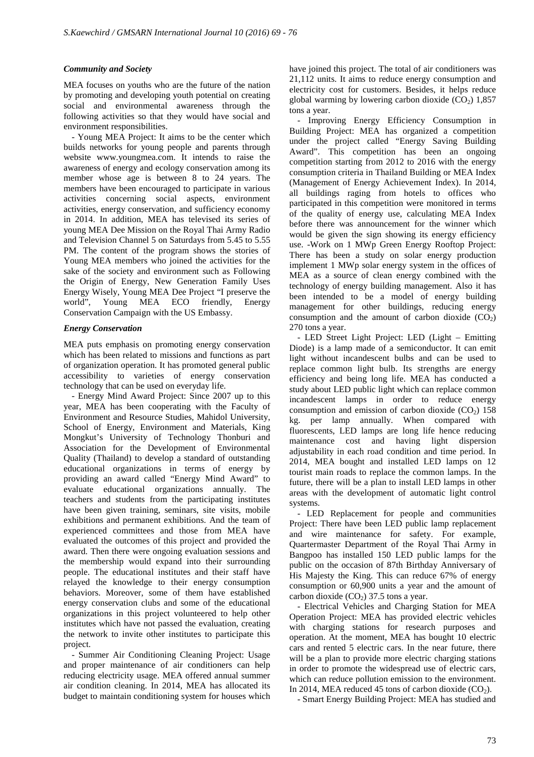### *Community and Society*

MEA focuses on youths who are the future of the nation by promoting and developing youth potential on creating social and environmental awareness through the following activities so that they would have social and environment responsibilities.

- Young MEA Project: It aims to be the center which builds networks for young people and parents through website www.youngmea.com. It intends to raise the awareness of energy and ecology conservation among its member whose age is between 8 to 24 years. The members have been encouraged to participate in various activities concerning social aspects, environment activities, energy conservation, and sufficiency economy in 2014. In addition, MEA has televised its series of young MEA Dee Mission on the Royal Thai Army Radio and Television Channel 5 on Saturdays from 5.45 to 5.55 PM. The content of the program shows the stories of Young MEA members who joined the activities for the sake of the society and environment such as Following the Origin of Energy, New Generation Family Uses Energy Wisely, Young MEA Dee Project "I preserve the world", Young MEA ECO friendly, Energy Conservation Campaign with the US Embassy.

### *Energy Conservation*

MEA puts emphasis on promoting energy conservation which has been related to missions and functions as part of organization operation. It has promoted general public accessibility to varieties of energy conservation technology that can be used on everyday life.

- Energy Mind Award Project: Since 2007 up to this year, MEA has been cooperating with the Faculty of Environment and Resource Studies, Mahidol University, School of Energy, Environment and Materials, King Mongkut's University of Technology Thonburi and Association for the Development of Environmental Quality (Thailand) to develop a standard of outstanding educational organizations in terms of energy by providing an award called "Energy Mind Award" to evaluate educational organizations annually. The teachers and students from the participating institutes have been given training, seminars, site visits, mobile exhibitions and permanent exhibitions. And the team of experienced committees and those from MEA have evaluated the outcomes of this project and provided the award. Then there were ongoing evaluation sessions and the membership would expand into their surrounding people. The educational institutes and their staff have relayed the knowledge to their energy consumption behaviors. Moreover, some of them have established energy conservation clubs and some of the educational organizations in this project volunteered to help other institutes which have not passed the evaluation, creating the network to invite other institutes to participate this project.

- Summer Air Conditioning Cleaning Project: Usage and proper maintenance of air conditioners can help reducing electricity usage. MEA offered annual summer air condition cleaning. In 2014, MEA has allocated its budget to maintain conditioning system for houses which have joined this project. The total of air conditioners was 21,112 units. It aims to reduce energy consumption and electricity cost for customers. Besides, it helps reduce global warming by lowering carbon dioxide ($CO_2$) 1,857 tons a year.

- Improving Energy Efficiency Consumption in Building Project: MEA has organized a competition under the project called "Energy Saving Building Award". This competition has been an ongoing competition starting from 2012 to 2016 with the energy consumption criteria in Thailand Building or MEA Index (Management of Energy Achievement Index). In 2014, all buildings raging from hotels to offices who participated in this competition were monitored in terms of the quality of energy use, calculating MEA Index before there was announcement for the winner which would be given the sign showing its energy efficiency use. -Work on 1 MWp Green Energy Rooftop Project: There has been a study on solar energy production implement 1 MWp solar energy system in the offices of MEA as a source of clean energy combined with the technology of energy building management. Also it has been intended to be a model of energy building management for other buildings, reducing energy consumption and the amount of carbon dioxide ($CO_2$) 270 tons a year.

- LED Street Light Project: LED (Light – Emitting Diode) is a lamp made of a semiconductor. It can emit light without incandescent bulbs and can be used to replace common light bulb. Its strengths are energy efficiency and being long life. MEA has conducted a study about LED public light which can replace common incandescent lamps in order to reduce energy consumption and emission of carbon dioxide ($CO_2$) 158 kg. per lamp annually. When compared with fluorescents, LED lamps are long life hence reducing maintenance cost and having light dispersion adjustability in each road condition and time period. In 2014, MEA bought and installed LED lamps on 12 tourist main roads to replace the common lamps. In the future, there will be a plan to install LED lamps in other areas with the development of automatic light control systems.

- LED Replacement for people and communities Project: There have been LED public lamp replacement and wire maintenance for safety. For example, Quartermaster Department of the Royal Thai Army in Bangpoo has installed 150 LED public lamps for the public on the occasion of 87th Birthday Anniversary of His Majesty the King. This can reduce 67% of energy consumption or 60,900 units a year and the amount of carbon dioxide ($CO_2$) 37.5 tons a year.

- Electrical Vehicles and Charging Station for MEA Operation Project: MEA has provided electric vehicles with charging stations for research purposes and operation. At the moment, MEA has bought 10 electric cars and rented 5 electric cars. In the near future, there will be a plan to provide more electric charging stations in order to promote the widespread use of electric cars, which can reduce pollution emission to the environment. In 2014, MEA reduced 45 tons of carbon dioxide ($CO_2$).

- Smart Energy Building Project: MEA has studied and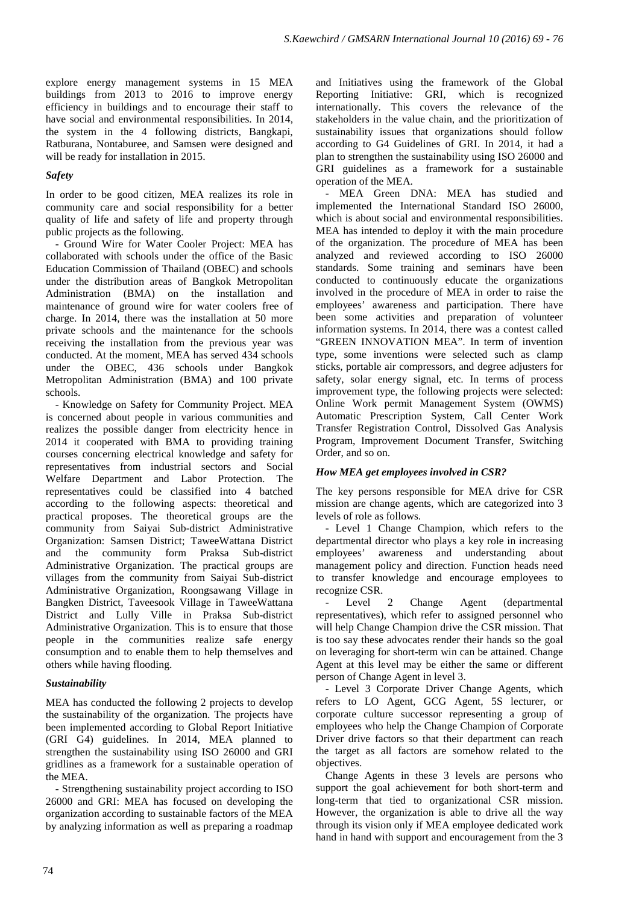explore energy management systems in 15 MEA buildings from 2013 to 2016 to improve energy efficiency in buildings and to encourage their staff to have social and environmental responsibilities. In 2014, the system in the 4 following districts, Bangkapi, Ratburana, Nontaburee, and Samsen were designed and will be ready for installation in 2015.

### *Safety*

In order to be good citizen, MEA realizes its role in community care and social responsibility for a better quality of life and safety of life and property through public projects as the following.

- Ground Wire for Water Cooler Project: MEA has collaborated with schools under the office of the Basic Education Commission of Thailand (OBEC) and schools under the distribution areas of Bangkok Metropolitan Administration (BMA) on the installation and maintenance of ground wire for water coolers free of charge. In 2014, there was the installation at 50 more private schools and the maintenance for the schools receiving the installation from the previous year was conducted. At the moment, MEA has served 434 schools under the OBEC, 436 schools under Bangkok Metropolitan Administration (BMA) and 100 private schools.

- Knowledge on Safety for Community Project. MEA is concerned about people in various communities and realizes the possible danger from electricity hence in 2014 it cooperated with BMA to providing training courses concerning electrical knowledge and safety for representatives from industrial sectors and Social Welfare Department and Labor Protection. The representatives could be classified into 4 batched according to the following aspects: theoretical and practical proposes. The theoretical groups are the community from Saiyai Sub-district Administrative Organization: Samsen District; TaweeWattana District and the community form Praksa Sub-district Administrative Organization. The practical groups are villages from the community from Saiyai Sub-district Administrative Organization, Roongsawang Village in Bangken District, Taveesook Village in TaweeWattana District and Lully Ville in Praksa Sub-district Administrative Organization. This is to ensure that those people in the communities realize safe energy consumption and to enable them to help themselves and others while having flooding.

### *Sustainability*

MEA has conducted the following 2 projects to develop the sustainability of the organization. The projects have been implemented according to Global Report Initiative (GRI G4) guidelines. In 2014, MEA planned to strengthen the sustainability using ISO 26000 and GRI gridlines as a framework for a sustainable operation of the MEA.

- Strengthening sustainability project according to ISO 26000 and GRI: MEA has focused on developing the organization according to sustainable factors of the MEA by analyzing information as well as preparing a roadmap and Initiatives using the framework of the Global Reporting Initiative: GRI, which is recognized internationally. This covers the relevance of the stakeholders in the value chain, and the prioritization of sustainability issues that organizations should follow according to G4 Guidelines of GRI. In 2014, it had a plan to strengthen the sustainability using ISO 26000 and GRI guidelines as a framework for a sustainable operation of the MEA.

- MEA Green DNA: MEA has studied and implemented the International Standard ISO 26000, which is about social and environmental responsibilities. MEA has intended to deploy it with the main procedure of the organization. The procedure of MEA has been analyzed and reviewed according to ISO 26000 standards. Some training and seminars have been conducted to continuously educate the organizations involved in the procedure of MEA in order to raise the employees' awareness and participation. There have been some activities and preparation of volunteer information systems. In 2014, there was a contest called "GREEN INNOVATION MEA". In term of invention type, some inventions were selected such as clamp sticks, portable air compressors, and degree adjusters for safety, solar energy signal, etc. In terms of process improvement type, the following projects were selected: Online Work permit Management System (OWMS) Automatic Prescription System, Call Center Work Transfer Registration Control, Dissolved Gas Analysis Program, Improvement Document Transfer, Switching Order, and so on.

### *How MEA get employees involved in CSR?*

The key persons responsible for MEA drive for CSR mission are change agents, which are categorized into 3 levels of role as follows.

- Level 1 Change Champion, which refers to the departmental director who plays a key role in increasing employees' awareness and understanding about management policy and direction. Function heads need to transfer knowledge and encourage employees to recognize CSR.

- Level 2 Change Agent (departmental representatives), which refer to assigned personnel who will help Change Champion drive the CSR mission. That is too say these advocates render their hands so the goal on leveraging for short-term win can be attained. Change Agent at this level may be either the same or different person of Change Agent in level 3.

- Level 3 Corporate Driver Change Agents, which refers to LO Agent, GCG Agent, 5S lecturer, or corporate culture successor representing a group of employees who help the Change Champion of Corporate Driver drive factors so that their department can reach the target as all factors are somehow related to the objectives.

Change Agents in these 3 levels are persons who support the goal achievement for both short-term and long-term that tied to organizational CSR mission. However, the organization is able to drive all the way through its vision only if MEA employee dedicated work hand in hand with support and encouragement from the 3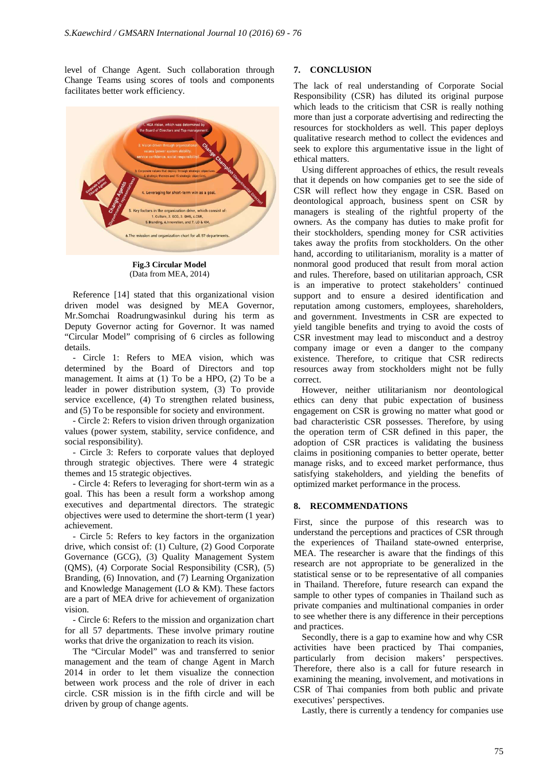level of Change Agent. Such collaboration through Change Teams using scores of tools and components facilitates better work efficiency.

**Fig.3 Circular Model**
(Data from MEA, 2014)

Reference [14] stated that this organizational vision driven model was designed by MEA Governor, Mr.Somchai Roadrungwasinkul during his term as Deputy Governor acting for Governor. It was named "Circular Model" comprising of 6 circles as following details.

- Circle 1: Refers to MEA vision, which was determined by the Board of Directors and top management. It aims at (1) To be a HPO, (2) To be a leader in power distribution system, (3) To provide service excellence, (4) To strengthen related business, and (5) To be responsible for society and environment.

- Circle 2: Refers to vision driven through organization values (power system, stability, service confidence, and social responsibility).

- Circle 3: Refers to corporate values that deployed through strategic objectives. There were 4 strategic themes and 15 strategic objectives.

- Circle 4: Refers to leveraging for short-term win as a goal. This has been a result form a workshop among executives and departmental directors. The strategic objectives were used to determine the short-term (1 year) achievement.

- Circle 5: Refers to key factors in the organization drive, which consist of: (1) Culture, (2) Good Corporate Governance (GCG), (3) Quality Management System (QMS), (4) Corporate Social Responsibility (CSR), (5) Branding, (6) Innovation, and (7) Learning Organization and Knowledge Management (LO & KM). These factors are a part of MEA drive for achievement of organization vision.

- Circle 6: Refers to the mission and organization chart for all 57 departments. These involve primary routine works that drive the organization to reach its vision.

The "Circular Model" was and transferred to senior management and the team of change Agent in March 2014 in order to let them visualize the connection between work process and the role of driver in each circle. CSR mission is in the fifth circle and will be driven by group of change agents.

## 7. CONCLUSION

The lack of real understanding of Corporate Social Responsibility (CSR) has diluted its original purpose which leads to the criticism that CSR is really nothing more than just a corporate advertising and redirecting the resources for stockholders as well. This paper deploys qualitative research method to collect the evidences and seek to explore this argumentative issue in the light of ethical matters.

Using different approaches of ethics, the result reveals that it depends on how companies get to see the side of CSR will reflect how they engage in CSR. Based on deontological approach, business spent on CSR by managers is stealing of the rightful property of the owners. As the company has duties to make profit for their stockholders, spending money for CSR activities takes away the profits from stockholders. On the other hand, according to utilitarianism, morality is a matter of nonmoral good produced that result from moral action and rules. Therefore, based on utilitarian approach, CSR is an imperative to protect stakeholders' continued support and to ensure a desired identification and reputation among customers, employees, shareholders, and government. Investments in CSR are expected to yield tangible benefits and trying to avoid the costs of CSR investment may lead to misconduct and a destroy company image or even a danger to the company existence. Therefore, to critique that CSR redirects resources away from stockholders might not be fully correct.

However, neither utilitarianism nor deontological ethics can deny that pubic expectation of business engagement on CSR is growing no matter what good or bad characteristic CSR possesses. Therefore, by using the operation term of CSR defined in this paper, the adoption of CSR practices is validating the business claims in positioning companies to better operate, better manage risks, and to exceed market performance, thus satisfying stakeholders, and yielding the benefits of optimized market performance in the process.

## 8. RECOMMENDATIONS

First, since the purpose of this research was to understand the perceptions and practices of CSR through the experiences of Thailand state-owned enterprise, MEA. The researcher is aware that the findings of this research are not appropriate to be generalized in the statistical sense or to be representative of all companies in Thailand. Therefore, future research can expand the sample to other types of companies in Thailand such as private companies and multinational companies in order to see whether there is any difference in their perceptions and practices.

Secondly, there is a gap to examine how and why CSR activities have been practiced by Thai companies, particularly from decision makers' perspectives. Therefore, there also is a call for future research in examining the meaning, involvement, and motivations in CSR of Thai companies from both public and private executives' perspectives.

Lastly, there is currently a tendency for companies use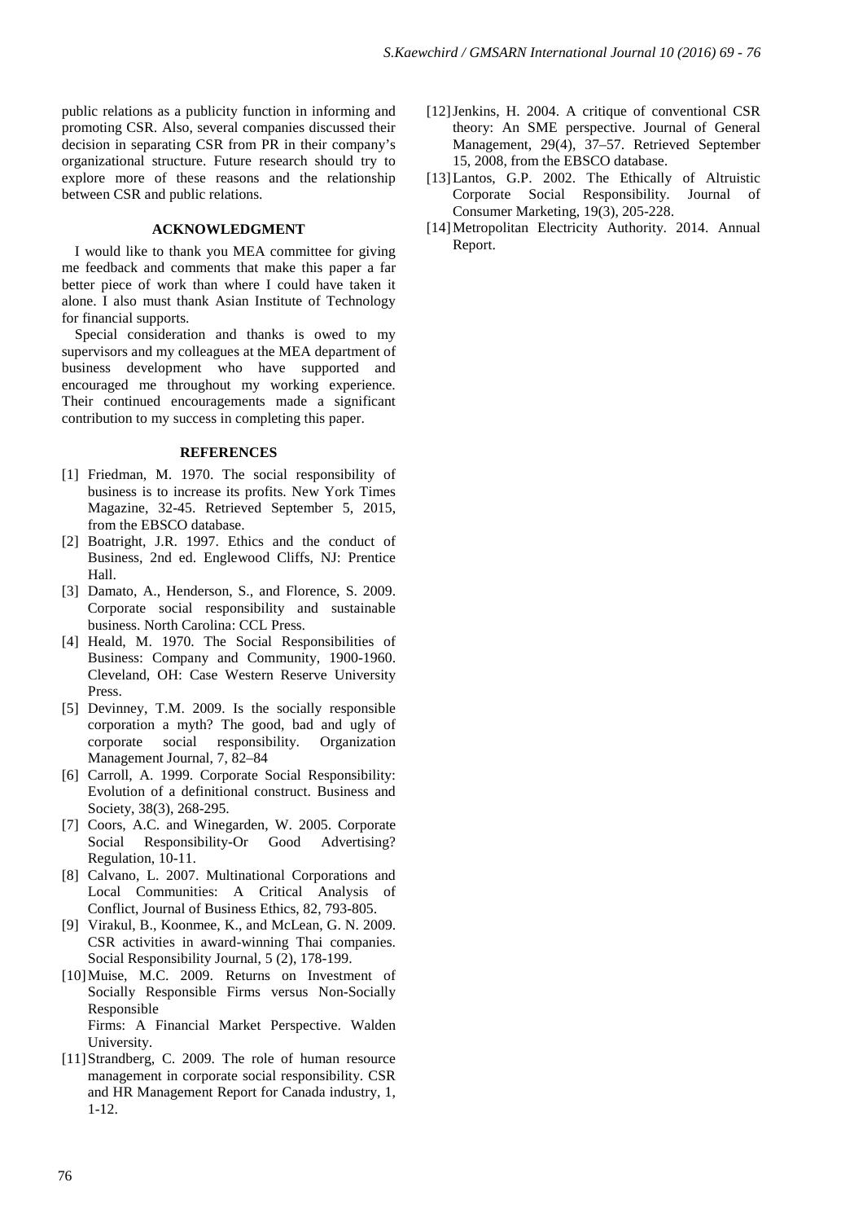public relations as a publicity function in informing and promoting CSR. Also, several companies discussed their decision in separating CSR from PR in their company's organizational structure. Future research should try to explore more of these reasons and the relationship between CSR and public relations.

## ACKNOWLEDGMENT

I would like to thank you MEA committee for giving me feedback and comments that make this paper a far better piece of work than where I could have taken it alone. I also must thank Asian Institute of Technology for financial supports.

Special consideration and thanks is owed to my supervisors and my colleagues at the MEA department of business development who have supported and encouraged me throughout my working experience. Their continued encouragements made a significant contribution to my success in completing this paper.

## REFERENCES

[1] Friedman, M. 1970. The social responsibility of business is to increase its profits. New York Times Magazine, 32-45. Retrieved September 5, 2015, from the EBSCO database.

[2] Boatright, J.R. 1997. Ethics and the conduct of Business, 2nd ed. Englewood Cliffs, NJ: Prentice Hall.

[3] Damato, A., Henderson, S., and Florence, S. 2009. Corporate social responsibility and sustainable business. North Carolina: CCL Press.

[4] Heald, M. 1970. The Social Responsibilities of Business: Company and Community, 1900-1960. Cleveland, OH: Case Western Reserve University Press.

[5] Devinney, T.M. 2009. Is the socially responsible corporation a myth? The good, bad and ugly of corporate social responsibility. Organization Management Journal, 7, 82–84

[6] Carroll, A. 1999. Corporate Social Responsibility: Evolution of a definitional construct. Business and Society, 38(3), 268-295.

[7] Coors, A.C. and Winegarden, W. 2005. Corporate Social Responsibility-Or Good Advertising? Regulation, 10-11.

[8] Calvano, L. 2007. Multinational Corporations and Local Communities: A Critical Analysis of Conflict, Journal of Business Ethics, 82, 793-805.

[9] Virakul, B., Koonmee, K., and McLean, G. N. 2009. CSR activities in award-winning Thai companies. Social Responsibility Journal, 5 (2), 178-199.

[10] Muise, M.C. 2009. Returns on Investment of Socially Responsible Firms versus Non-Socially Responsible Firms: A Financial Market Perspective. Walden University.

[11] Strandberg, C. 2009. The role of human resource management in corporate social responsibility. CSR and HR Management Report for Canada industry, 1, 1-12.

[12] Jenkins, H. 2004. A critique of conventional CSR theory: An SME perspective. Journal of General Management, 29(4), 37–57. Retrieved September 15, 2008, from the EBSCO database.

[13] Lantos, G.P. 2002. The Ethically of Altruistic Corporate Social Responsibility. Journal of Consumer Marketing, 19(3), 205-228.

[14] Metropolitan Electricity Authority. 2014. Annual Report.